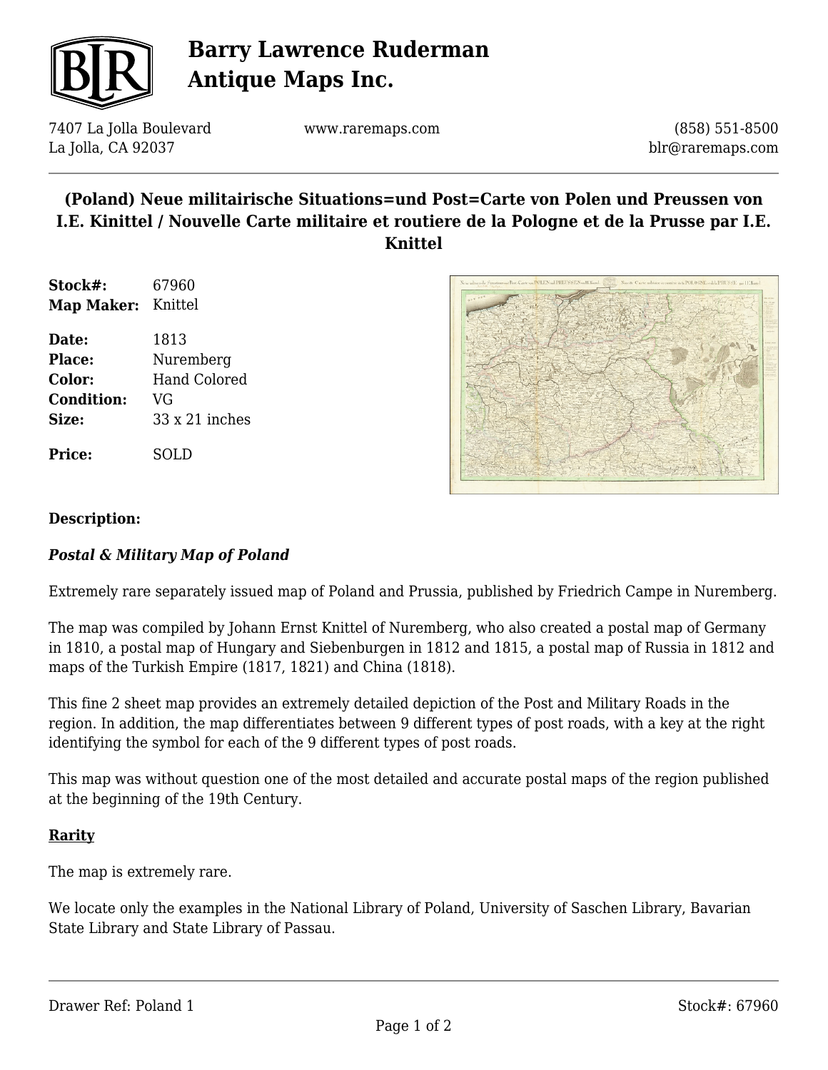# Barry Lawrence Ruderman Antique Maps Inc.

7407 La Jolla Boulevard
La Jolla, CA 92037

www.raremaps.com

(858) 551-8500
blr@raremaps.com

## (Poland) Neue militairische Situations=und Post=Carte von Polen und Preussen von I.E. Kinittel / Nouvelle Carte militaire et routiere de la Pologne et de la Prusse par I.E. Knittel

| | |
|---|---|
| **Stock#:** | 67960 |
| **Map Maker:** | Knittel |
| **Date:** | 1813 |
| **Place:** | Nuremberg |
| **Color:** | Hand Colored |
| **Condition:** | VG |
| **Size:** | 33 x 21 inches |
| **Price:** | SOLD |

**Description:**

***Postal & Military Map of Poland***

Extremely rare separately issued map of Poland and Prussia, published by Friedrich Campe in Nuremberg.

The map was compiled by Johann Ernst Knittel of Nuremberg, who also created a postal map of Germany in 1810, a postal map of Hungary and Siebenburgen in 1812 and 1815, a postal map of Russia in 1812 and maps of the Turkish Empire (1817, 1821) and China (1818).

This fine 2 sheet map provides an extremely detailed depiction of the Post and Military Roads in the region. In addition, the map differentiates between 9 different types of post roads, with a key at the right identifying the symbol for each of the 9 different types of post roads.

This map was without question one of the most detailed and accurate postal maps of the region published at the beginning of the 19th Century.

**Rarity**

The map is extremely rare.

We locate only the examples in the National Library of Poland, University of Saschen Library, Bavarian State Library and State Library of Passau.

Drawer Ref: Poland 1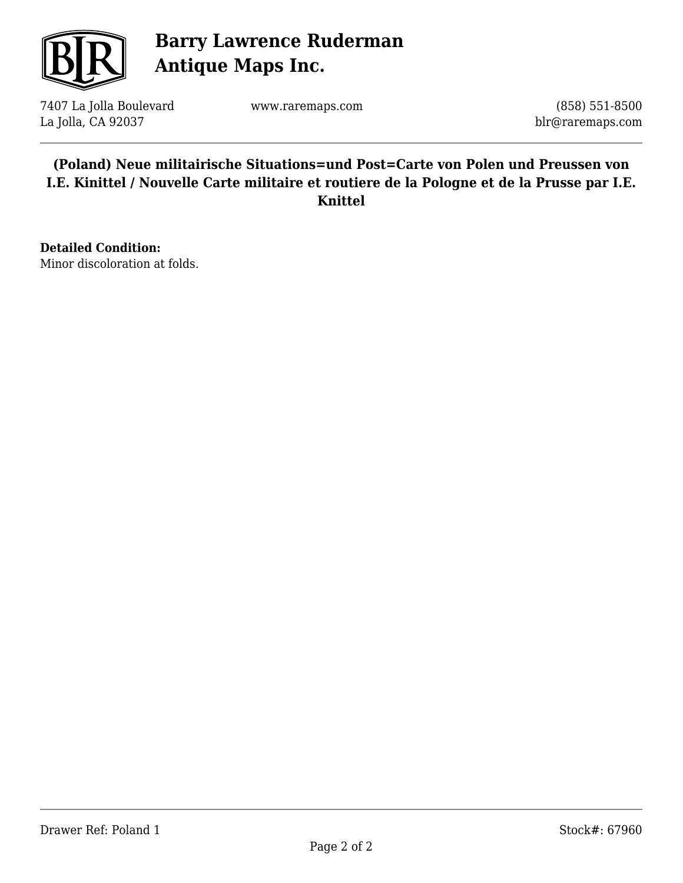**(Poland) Neue militairische Situations=und Post=Carte von Polen und Preussen von I.E. Kinittel / Nouvelle Carte militaire et routiere de la Pologne et de la Prusse par I.E. Knittel**

**Detailed Condition:**
Minor discoloration at folds.